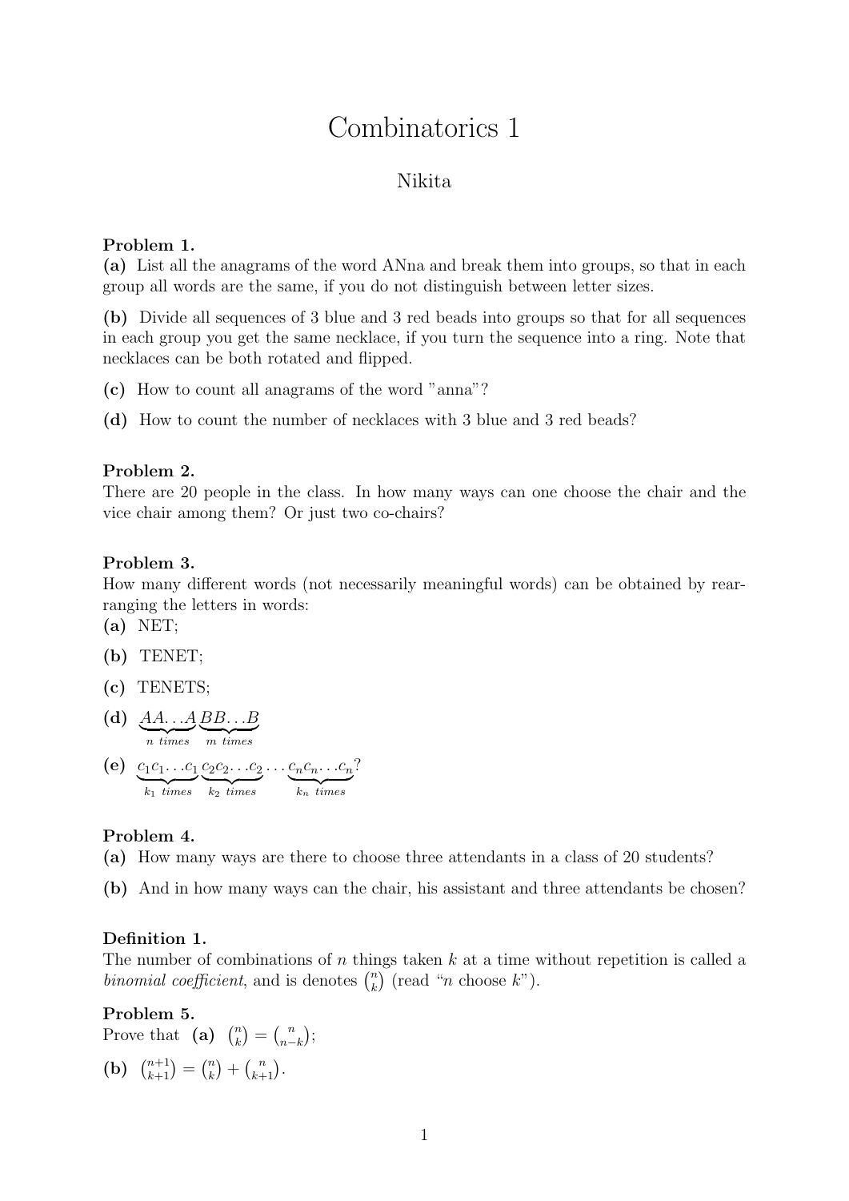# Combinatorics 1

Nikita

**Problem 1.**

**(a)** List all the anagrams of the word ANna and break them into groups, so that in each group all words are the same, if you do not distinguish between letter sizes.

**(b)** Divide all sequences of 3 blue and 3 red beads into groups so that for all sequences in each group you get the same necklace, if you turn the sequence into a ring. Note that necklaces can be both rotated and flipped.

**(c)** How to count all anagrams of the word "anna"?

**(d)** How to count the number of necklaces with 3 blue and 3 red beads?

**Problem 2.**

There are 20 people in the class. In how many ways can one choose the chair and the vice chair among them? Or just two co-chairs?

**Problem 3.**

How many different words (not necessarily meaningful words) can be obtained by rearranging the letters in words:

**(a)** NET;

**(b)** TENET;

**(c)** TENETS;

**(d)** $\underbrace{AA\ldots A}_{n\ times}\underbrace{BB\ldots B}_{m\ times}$

**(e)** $\underbrace{c_1c_1\ldots c_1}_{k_1\ times}\underbrace{c_2c_2\ldots c_2}_{k_2\ times}\ldots\underbrace{c_nc_n\ldots c_n}_{k_n\ times}$?

**Problem 4.**

**(a)** How many ways are there to choose three attendants in a class of 20 students?

**(b)** And in how many ways can the chair, his assistant and three attendants be chosen?

**Definition 1.**

The number of combinations of $n$ things taken $k$ at a time without repetition is called a *binomial coefficient*, and is denotes $\binom{n}{k}$ (read "$n$ choose $k$").

**Problem 5.**

Prove that **(a)** $\binom{n}{k} = \binom{n}{n-k}$;

**(b)** $\binom{n+1}{k+1} = \binom{n}{k} + \binom{n}{k+1}$.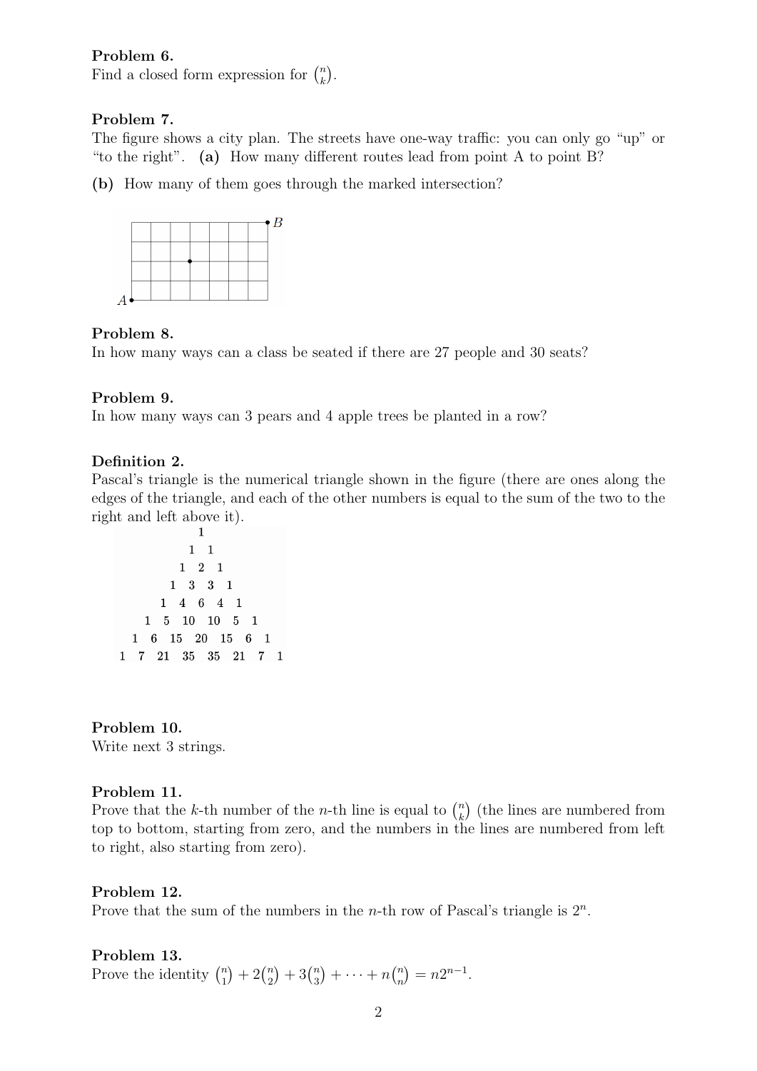**Problem 6.**
Find a closed form expression for $\binom{n}{k}$.

**Problem 7.**
The figure shows a city plan. The streets have one-way traffic: you can only go "up" or "to the right". **(a)** How many different routes lead from point A to point B?

**(b)** How many of them goes through the marked intersection?

B

A

**Problem 8.**
In how many ways can a class be seated if there are 27 people and 30 seats?

**Problem 9.**
In how many ways can 3 pears and 4 apple trees be planted in a row?

**Definition 2.**
Pascal's triangle is the numerical triangle shown in the figure (there are ones along the edges of the triangle, and each of the other numbers is equal to the sum of the two to the right and left above it).

```
              1
            1   1
          1   2   1
        1   3   3   1
      1   4   6   4   1
    1   5  10  10   5   1
  1   6  15  20  15   6   1
1   7  21  35  35  21   7   1
```

**Problem 10.**
Write next 3 strings.

**Problem 11.**
Prove that the $k$-th number of the $n$-th line is equal to $\binom{n}{k}$ (the lines are numbered from top to bottom, starting from zero, and the numbers in the lines are numbered from left to right, also starting from zero).

**Problem 12.**
Prove that the sum of the numbers in the $n$-th row of Pascal's triangle is $2^n$.

**Problem 13.**
Prove the identity $\binom{n}{1} + 2\binom{n}{2} + 3\binom{n}{3} + \cdots + n\binom{n}{n} = n2^{n-1}$.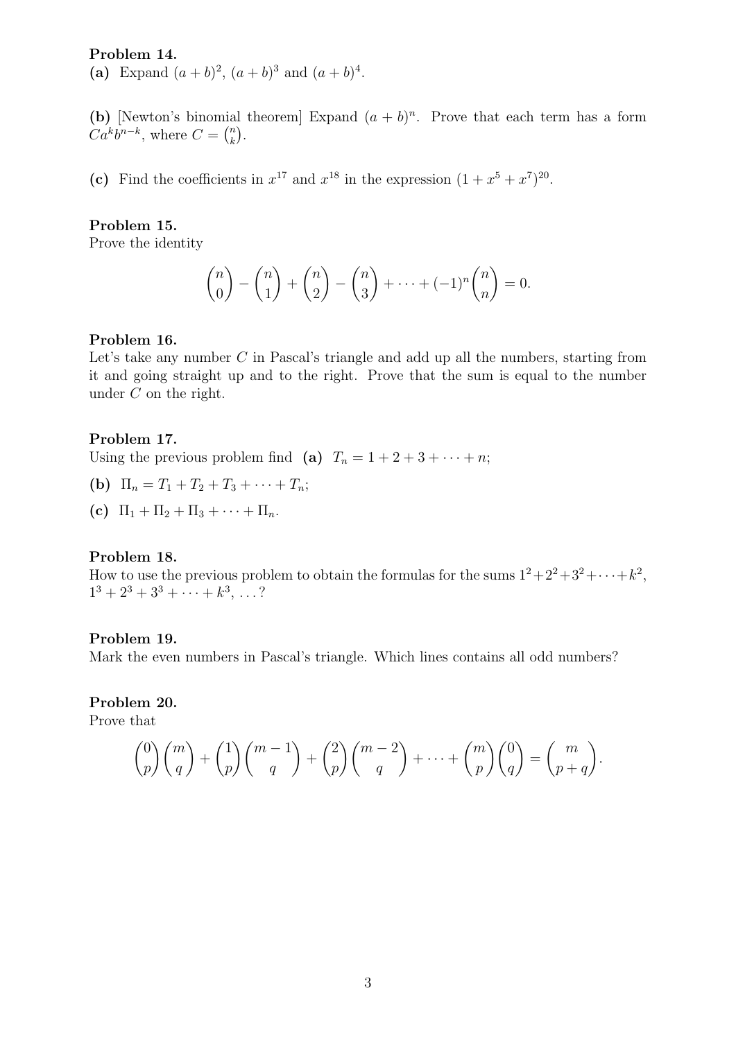**Problem 14.**

**(a)** Expand $(a+b)^2$, $(a+b)^3$ and $(a+b)^4$.

**(b)** [Newton's binomial theorem] Expand $(a+b)^n$. Prove that each term has a form $Ca^k b^{n-k}$, where $C = \binom{n}{k}$.

**(c)** Find the coefficients in $x^{17}$ and $x^{18}$ in the expression $(1+x^5+x^7)^{20}$.

**Problem 15.**

Prove the identity

$$\binom{n}{0} - \binom{n}{1} + \binom{n}{2} - \binom{n}{3} + \cdots + (-1)^n \binom{n}{n} = 0.$$

**Problem 16.**

Let's take any number $C$ in Pascal's triangle and add up all the numbers, starting from it and going straight up and to the right. Prove that the sum is equal to the number under $C$ on the right.

**Problem 17.**

Using the previous problem find **(a)** $T_n = 1 + 2 + 3 + \cdots + n$;

**(b)** $\Pi_n = T_1 + T_2 + T_3 + \cdots + T_n$;

**(c)** $\Pi_1 + \Pi_2 + \Pi_3 + \cdots + \Pi_n$.

**Problem 18.**

How to use the previous problem to obtain the formulas for the sums $1^2+2^2+3^2+\cdots+k^2$, $1^3+2^3+3^3+\cdots+k^3$, ...?

**Problem 19.**

Mark the even numbers in Pascal's triangle. Which lines contains all odd numbers?

**Problem 20.**

Prove that

$$\binom{0}{p}\binom{m}{q} + \binom{1}{p}\binom{m-1}{q} + \binom{2}{p}\binom{m-2}{q} + \cdots + \binom{m}{p}\binom{0}{q} = \binom{m}{p+q}.$$